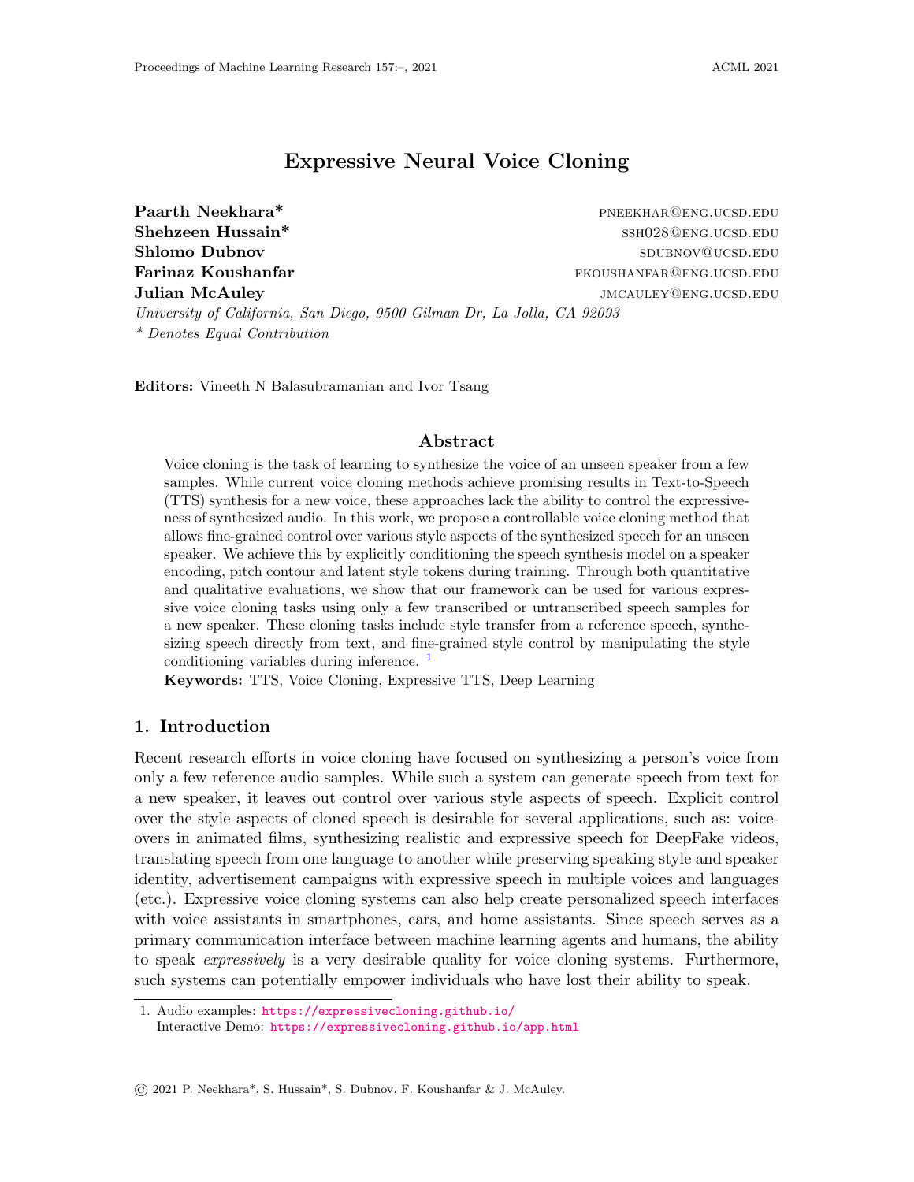# Expressive Neural Voice Cloning

**Paarth Neekhara*** PNEEKHAR@ENG.UCSD.EDU
**Shehzeen Hussain*** SSH028@ENG.UCSD.EDU
**Shlomo Dubnov** SDUBNOV@UCSD.EDU
**Farinaz Koushanfar** FKOUSHANFAR@ENG.UCSD.EDU
**Julian McAuley** JMCAULEY@ENG.UCSD.EDU

*University of California, San Diego, 9500 Gilman Dr, La Jolla, CA 92093*
*\* Denotes Equal Contribution*

**Editors:** Vineeth N Balasubramanian and Ivor Tsang

## Abstract

Voice cloning is the task of learning to synthesize the voice of an unseen speaker from a few samples. While current voice cloning methods achieve promising results in Text-to-Speech (TTS) synthesis for a new voice, these approaches lack the ability to control the expressiveness of synthesized audio. In this work, we propose a controllable voice cloning method that allows fine-grained control over various style aspects of the synthesized speech for an unseen speaker. We achieve this by explicitly conditioning the speech synthesis model on a speaker encoding, pitch contour and latent style tokens during training. Through both quantitative and qualitative evaluations, we show that our framework can be used for various expressive voice cloning tasks using only a few transcribed or untranscribed speech samples for a new speaker. These cloning tasks include style transfer from a reference speech, synthesizing speech directly from text, and fine-grained style control by manipulating the style conditioning variables during inference. [1]

**Keywords:** TTS, Voice Cloning, Expressive TTS, Deep Learning

## 1. Introduction

Recent research efforts in voice cloning have focused on synthesizing a person's voice from only a few reference audio samples. While such a system can generate speech from text for a new speaker, it leaves out control over various style aspects of speech. Explicit control over the style aspects of cloned speech is desirable for several applications, such as: voice-overs in animated films, synthesizing realistic and expressive speech for DeepFake videos, translating speech from one language to another while preserving speaking style and speaker identity, advertisement campaigns with expressive speech in multiple voices and languages (etc.). Expressive voice cloning systems can also help create personalized speech interfaces with voice assistants in smartphones, cars, and home assistants. Since speech serves as a primary communication interface between machine learning agents and humans, the ability to speak *expressively* is a very desirable quality for voice cloning systems. Furthermore, such systems can potentially empower individuals who have lost their ability to speak.

1. Audio examples: https://expressivecloning.github.io/
Interactive Demo: https://expressivecloning.github.io/app.html

© 2021 P. Neekhara*, S. Hussain*, S. Dubnov, F. Koushanfar & J. McAuley.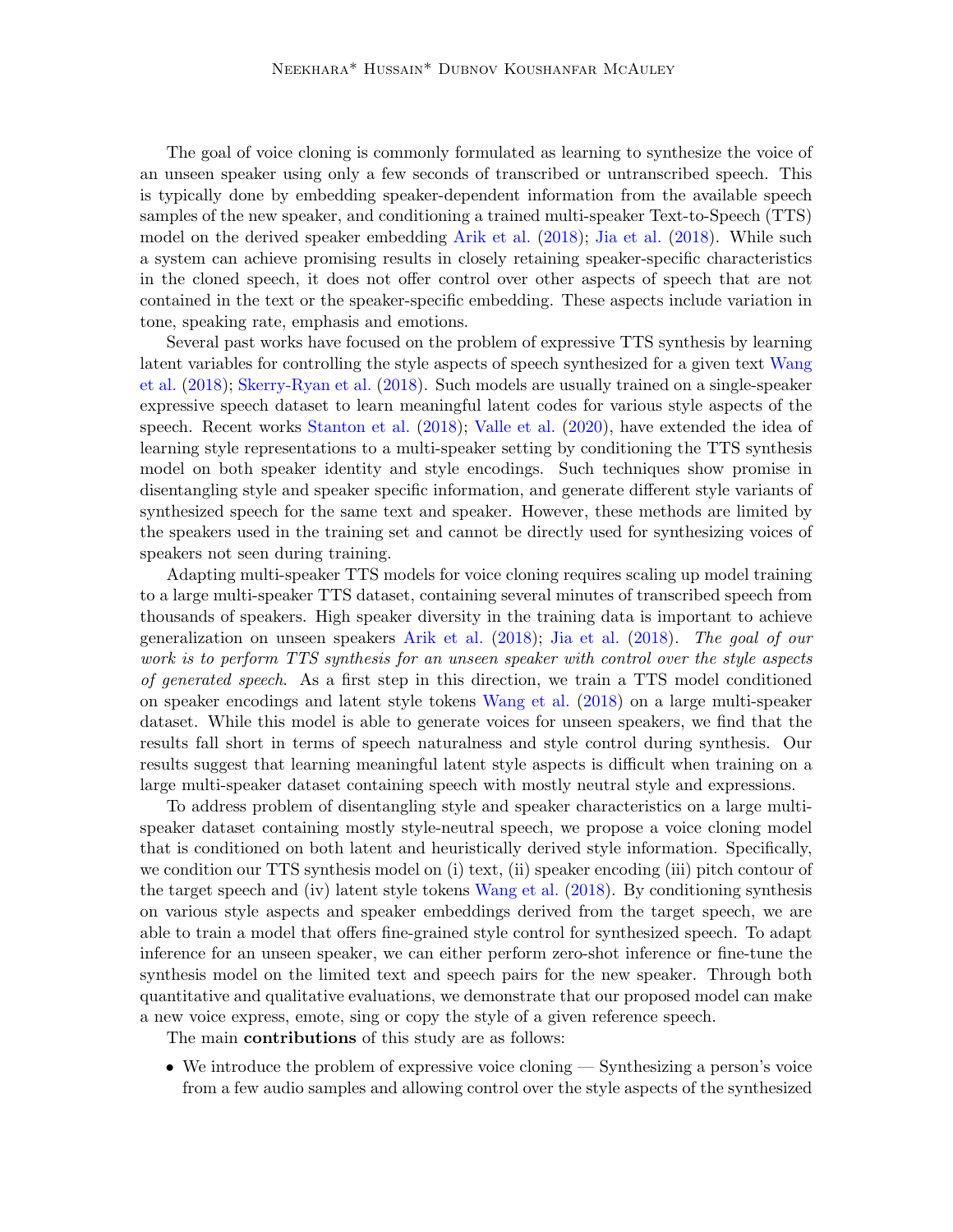The goal of voice cloning is commonly formulated as learning to synthesize the voice of an unseen speaker using only a few seconds of transcribed or untranscribed speech. This is typically done by embedding speaker-dependent information from the available speech samples of the new speaker, and conditioning a trained multi-speaker Text-to-Speech (TTS) model on the derived speaker embedding Arik et al. (2018); Jia et al. (2018). While such a system can achieve promising results in closely retaining speaker-specific characteristics in the cloned speech, it does not offer control over other aspects of speech that are not contained in the text or the speaker-specific embedding. These aspects include variation in tone, speaking rate, emphasis and emotions.

Several past works have focused on the problem of expressive TTS synthesis by learning latent variables for controlling the style aspects of speech synthesized for a given text Wang et al. (2018); Skerry-Ryan et al. (2018). Such models are usually trained on a single-speaker expressive speech dataset to learn meaningful latent codes for various style aspects of the speech. Recent works Stanton et al. (2018); Valle et al. (2020), have extended the idea of learning style representations to a multi-speaker setting by conditioning the TTS synthesis model on both speaker identity and style encodings. Such techniques show promise in disentangling style and speaker specific information, and generate different style variants of synthesized speech for the same text and speaker. However, these methods are limited by the speakers used in the training set and cannot be directly used for synthesizing voices of speakers not seen during training.

Adapting multi-speaker TTS models for voice cloning requires scaling up model training to a large multi-speaker TTS dataset, containing several minutes of transcribed speech from thousands of speakers. High speaker diversity in the training data is important to achieve generalization on unseen speakers Arik et al. (2018); Jia et al. (2018). *The goal of our work is to perform TTS synthesis for an unseen speaker with control over the style aspects of generated speech.* As a first step in this direction, we train a TTS model conditioned on speaker encodings and latent style tokens Wang et al. (2018) on a large multi-speaker dataset. While this model is able to generate voices for unseen speakers, we find that the results fall short in terms of speech naturalness and style control during synthesis. Our results suggest that learning meaningful latent style aspects is difficult when training on a large multi-speaker dataset containing speech with mostly neutral style and expressions.

To address problem of disentangling style and speaker characteristics on a large multi-speaker dataset containing mostly style-neutral speech, we propose a voice cloning model that is conditioned on both latent and heuristically derived style information. Specifically, we condition our TTS synthesis model on (i) text, (ii) speaker encoding (iii) pitch contour of the target speech and (iv) latent style tokens Wang et al. (2018). By conditioning synthesis on various style aspects and speaker embeddings derived from the target speech, we are able to train a model that offers fine-grained style control for synthesized speech. To adapt inference for an unseen speaker, we can either perform zero-shot inference or fine-tune the synthesis model on the limited text and speech pairs for the new speaker. Through both quantitative and qualitative evaluations, we demonstrate that our proposed model can make a new voice express, emote, sing or copy the style of a given reference speech.

The main **contributions** of this study are as follows:

- We introduce the problem of expressive voice cloning — Synthesizing a person's voice from a few audio samples and allowing control over the style aspects of the synthesized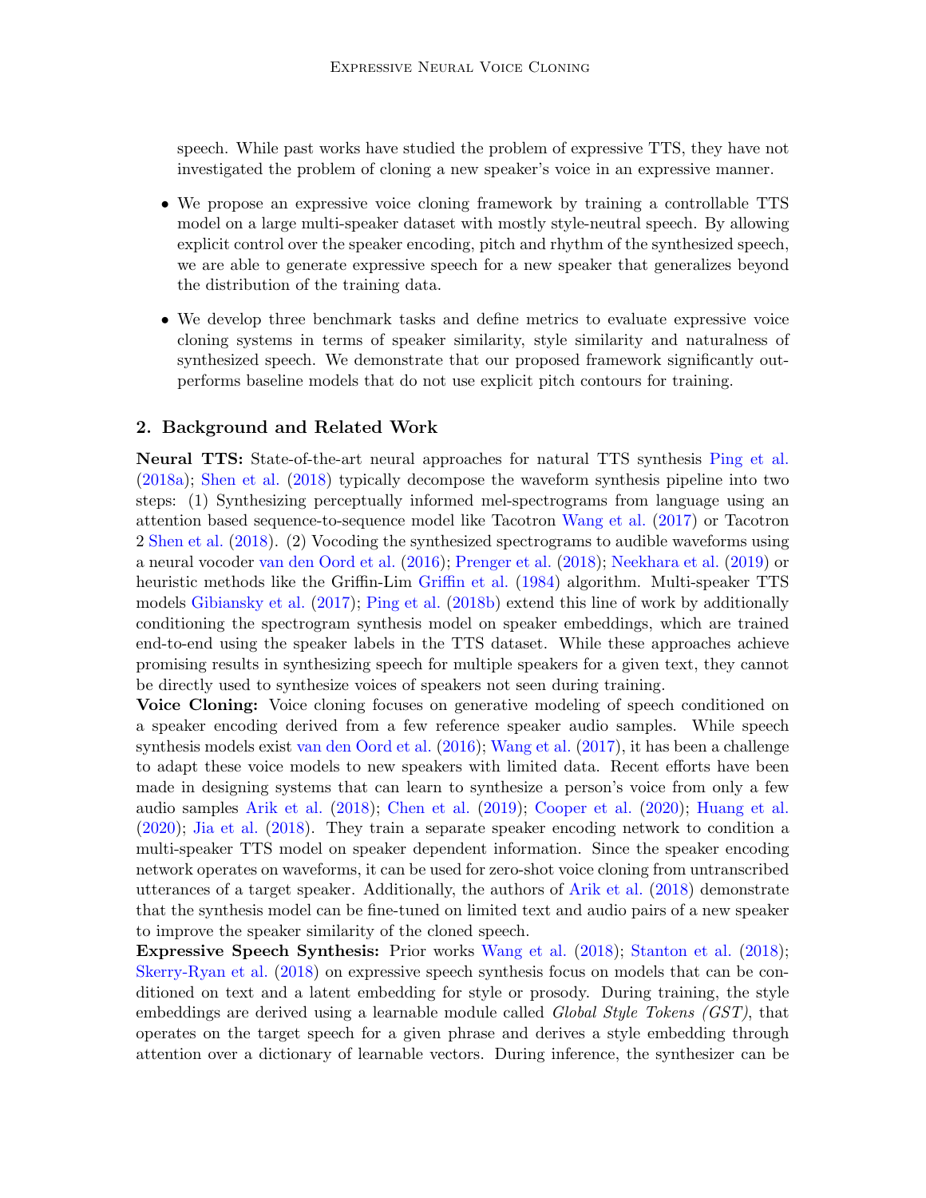speech. While past works have studied the problem of expressive TTS, they have not investigated the problem of cloning a new speaker's voice in an expressive manner.

- We propose an expressive voice cloning framework by training a controllable TTS model on a large multi-speaker dataset with mostly style-neutral speech. By allowing explicit control over the speaker encoding, pitch and rhythm of the synthesized speech, we are able to generate expressive speech for a new speaker that generalizes beyond the distribution of the training data.
- We develop three benchmark tasks and define metrics to evaluate expressive voice cloning systems in terms of speaker similarity, style similarity and naturalness of synthesized speech. We demonstrate that our proposed framework significantly outperforms baseline models that do not use explicit pitch contours for training.

## 2. Background and Related Work

**Neural TTS:** State-of-the-art neural approaches for natural TTS synthesis Ping et al. (2018a); Shen et al. (2018) typically decompose the waveform synthesis pipeline into two steps: (1) Synthesizing perceptually informed mel-spectrograms from language using an attention based sequence-to-sequence model like Tacotron Wang et al. (2017) or Tacotron 2 Shen et al. (2018). (2) Vocoding the synthesized spectrograms to audible waveforms using a neural vocoder van den Oord et al. (2016); Prenger et al. (2018); Neekhara et al. (2019) or heuristic methods like the Griffin-Lim Griffin et al. (1984) algorithm. Multi-speaker TTS models Gibiansky et al. (2017); Ping et al. (2018b) extend this line of work by additionally conditioning the spectrogram synthesis model on speaker embeddings, which are trained end-to-end using the speaker labels in the TTS dataset. While these approaches achieve promising results in synthesizing speech for multiple speakers for a given text, they cannot be directly used to synthesize voices of speakers not seen during training.

**Voice Cloning:** Voice cloning focuses on generative modeling of speech conditioned on a speaker encoding derived from a few reference speaker audio samples. While speech synthesis models exist van den Oord et al. (2016); Wang et al. (2017), it has been a challenge to adapt these voice models to new speakers with limited data. Recent efforts have been made in designing systems that can learn to synthesize a person's voice from only a few audio samples Arik et al. (2018); Chen et al. (2019); Cooper et al. (2020); Huang et al. (2020); Jia et al. (2018). They train a separate speaker encoding network to condition a multi-speaker TTS model on speaker dependent information. Since the speaker encoding network operates on waveforms, it can be used for zero-shot voice cloning from untranscribed utterances of a target speaker. Additionally, the authors of Arik et al. (2018) demonstrate that the synthesis model can be fine-tuned on limited text and audio pairs of a new speaker to improve the speaker similarity of the cloned speech.

**Expressive Speech Synthesis:** Prior works Wang et al. (2018); Stanton et al. (2018); Skerry-Ryan et al. (2018) on expressive speech synthesis focus on models that can be conditioned on text and a latent embedding for style or prosody. During training, the style embeddings are derived using a learnable module called *Global Style Tokens (GST)*, that operates on the target speech for a given phrase and derives a style embedding through attention over a dictionary of learnable vectors. During inference, the synthesizer can be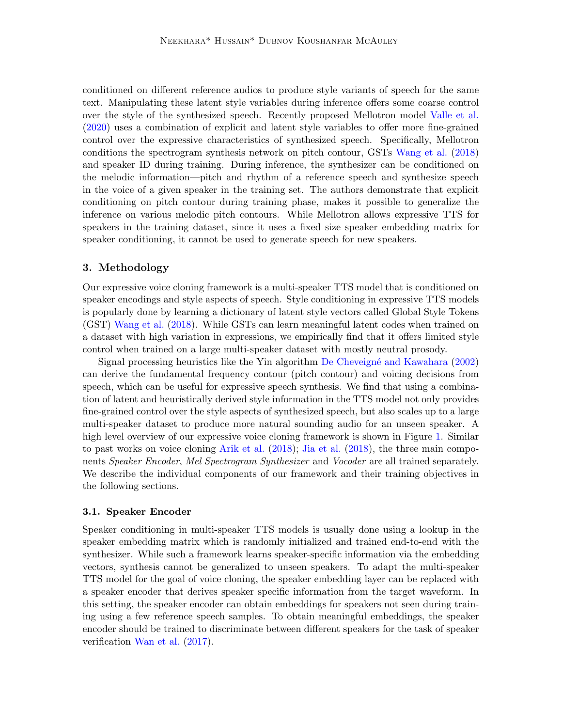conditioned on different reference audios to produce style variants of speech for the same text. Manipulating these latent style variables during inference offers some coarse control over the style of the synthesized speech. Recently proposed Mellotron model Valle et al. (2020) uses a combination of explicit and latent style variables to offer more fine-grained control over the expressive characteristics of synthesized speech. Specifically, Mellotron conditions the spectrogram synthesis network on pitch contour, GSTs Wang et al. (2018) and speaker ID during training. During inference, the synthesizer can be conditioned on the melodic information—pitch and rhythm of a reference speech and synthesize speech in the voice of a given speaker in the training set. The authors demonstrate that explicit conditioning on pitch contour during training phase, makes it possible to generalize the inference on various melodic pitch contours. While Mellotron allows expressive TTS for speakers in the training dataset, since it uses a fixed size speaker embedding matrix for speaker conditioning, it cannot be used to generate speech for new speakers.

## 3. Methodology

Our expressive voice cloning framework is a multi-speaker TTS model that is conditioned on speaker encodings and style aspects of speech. Style conditioning in expressive TTS models is popularly done by learning a dictionary of latent style vectors called Global Style Tokens (GST) Wang et al. (2018). While GSTs can learn meaningful latent codes when trained on a dataset with high variation in expressions, we empirically find that it offers limited style control when trained on a large multi-speaker dataset with mostly neutral prosody.

Signal processing heuristics like the Yin algorithm De Cheveigné and Kawahara (2002) can derive the fundamental frequency contour (pitch contour) and voicing decisions from speech, which can be useful for expressive speech synthesis. We find that using a combination of latent and heuristically derived style information in the TTS model not only provides fine-grained control over the style aspects of synthesized speech, but also scales up to a large multi-speaker dataset to produce more natural sounding audio for an unseen speaker. A high level overview of our expressive voice cloning framework is shown in Figure 1. Similar to past works on voice cloning Arik et al. (2018); Jia et al. (2018), the three main components *Speaker Encoder*, *Mel Spectrogram Synthesizer* and *Vocoder* are all trained separately. We describe the individual components of our framework and their training objectives in the following sections.

### 3.1. Speaker Encoder

Speaker conditioning in multi-speaker TTS models is usually done using a lookup in the speaker embedding matrix which is randomly initialized and trained end-to-end with the synthesizer. While such a framework learns speaker-specific information via the embedding vectors, synthesis cannot be generalized to unseen speakers. To adapt the multi-speaker TTS model for the goal of voice cloning, the speaker embedding layer can be replaced with a speaker encoder that derives speaker specific information from the target waveform. In this setting, the speaker encoder can obtain embeddings for speakers not seen during training using a few reference speech samples. To obtain meaningful embeddings, the speaker encoder should be trained to discriminate between different speakers for the task of speaker verification Wan et al. (2017).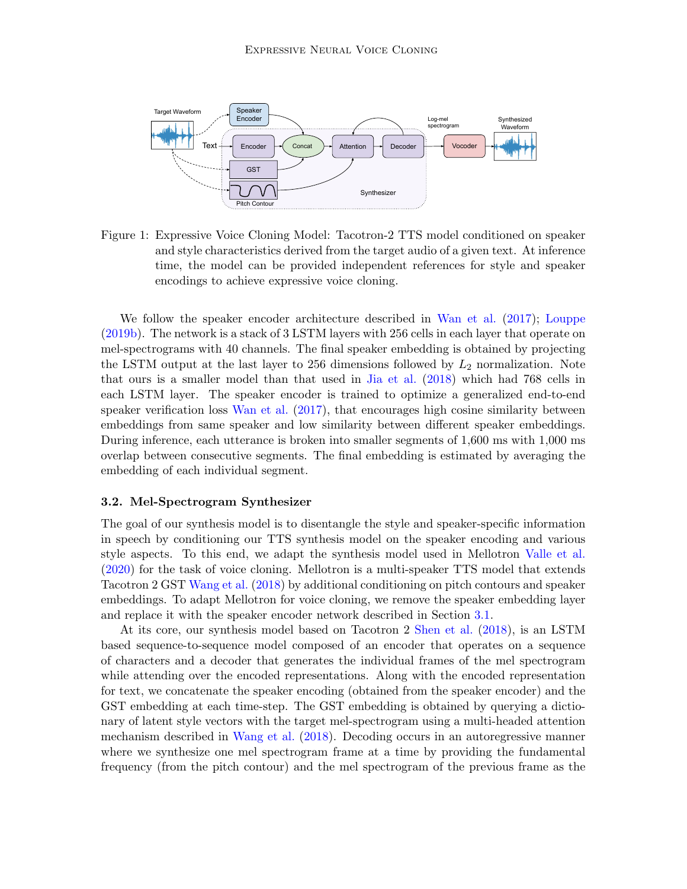Figure 1: Expressive Voice Cloning Model: Tacotron-2 TTS model conditioned on speaker and style characteristics derived from the target audio of a given text. At inference time, the model can be provided independent references for style and speaker encodings to achieve expressive voice cloning.

We follow the speaker encoder architecture described in Wan et al. (2017); Louppe (2019b). The network is a stack of 3 LSTM layers with 256 cells in each layer that operate on mel-spectrograms with 40 channels. The final speaker embedding is obtained by projecting the LSTM output at the last layer to 256 dimensions followed by $L_2$ normalization. Note that ours is a smaller model than that used in Jia et al. (2018) which had 768 cells in each LSTM layer. The speaker encoder is trained to optimize a generalized end-to-end speaker verification loss Wan et al. (2017), that encourages high cosine similarity between embeddings from same speaker and low similarity between different speaker embeddings. During inference, each utterance is broken into smaller segments of 1,600 ms with 1,000 ms overlap between consecutive segments. The final embedding is estimated by averaging the embedding of each individual segment.

### 3.2. Mel-Spectrogram Synthesizer

The goal of our synthesis model is to disentangle the style and speaker-specific information in speech by conditioning our TTS synthesis model on the speaker encoding and various style aspects. To this end, we adapt the synthesis model used in Mellotron Valle et al. (2020) for the task of voice cloning. Mellotron is a multi-speaker TTS model that extends Tacotron 2 GST Wang et al. (2018) by additional conditioning on pitch contours and speaker embeddings. To adapt Mellotron for voice cloning, we remove the speaker embedding layer and replace it with the speaker encoder network described in Section 3.1.

At its core, our synthesis model based on Tacotron 2 Shen et al. (2018), is an LSTM based sequence-to-sequence model composed of an encoder that operates on a sequence of characters and a decoder that generates the individual frames of the mel spectrogram while attending over the encoded representations. Along with the encoded representation for text, we concatenate the speaker encoding (obtained from the speaker encoder) and the GST embedding at each time-step. The GST embedding is obtained by querying a dictionary of latent style vectors with the target mel-spectrogram using a multi-headed attention mechanism described in Wang et al. (2018). Decoding occurs in an autoregressive manner where we synthesize one mel spectrogram frame at a time by providing the fundamental frequency (from the pitch contour) and the mel spectrogram of the previous frame as the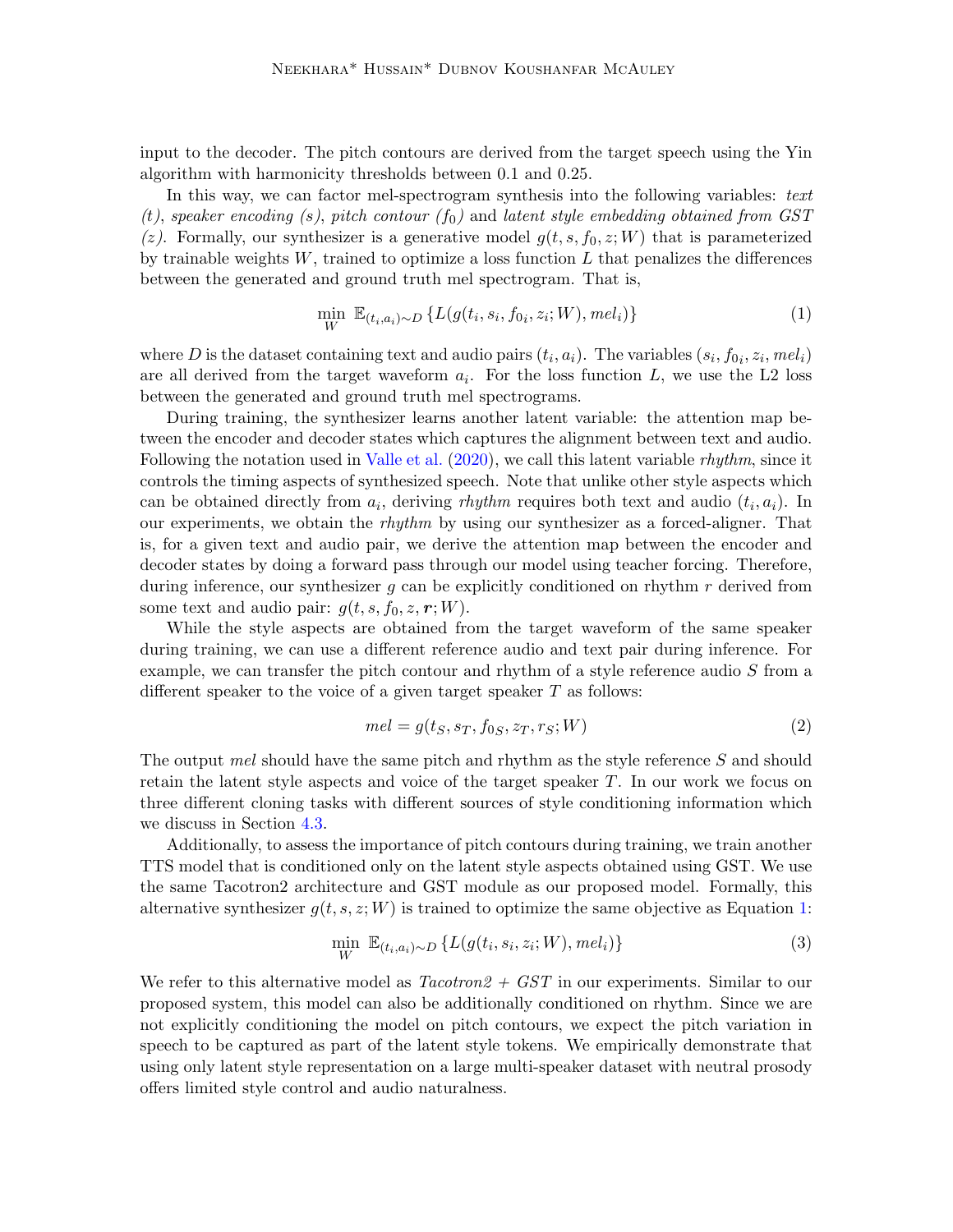input to the decoder. The pitch contours are derived from the target speech using the Yin algorithm with harmonicity thresholds between 0.1 and 0.25.

In this way, we can factor mel-spectrogram synthesis into the following variables: *text (t)*, *speaker encoding (s)*, *pitch contour ($f_0$)* and *latent style embedding obtained from GST (z)*. Formally, our synthesizer is a generative model $g(t, s, f_0, z; W)$ that is parameterized by trainable weights $W$, trained to optimize a loss function $L$ that penalizes the differences between the generated and ground truth mel spectrogram. That is,

$$\min_{W} \mathbb{E}_{(t_i, a_i) \sim D} \{L(g(t_i, s_i, f_{0i}, z_i; W), mel_i)\} \tag{1}$$

where $D$ is the dataset containing text and audio pairs $(t_i, a_i)$. The variables $(s_i, f_{0i}, z_i, mel_i)$ are all derived from the target waveform $a_i$. For the loss function $L$, we use the L2 loss between the generated and ground truth mel spectrograms.

During training, the synthesizer learns another latent variable: the attention map between the encoder and decoder states which captures the alignment between text and audio. Following the notation used in Valle et al. (2020), we call this latent variable *rhythm*, since it controls the timing aspects of synthesized speech. Note that unlike other style aspects which can be obtained directly from $a_i$, deriving *rhythm* requires both text and audio $(t_i, a_i)$. In our experiments, we obtain the *rhythm* by using our synthesizer as a forced-aligner. That is, for a given text and audio pair, we derive the attention map between the encoder and decoder states by doing a forward pass through our model using teacher forcing. Therefore, during inference, our synthesizer $g$ can be explicitly conditioned on rhythm $r$ derived from some text and audio pair: $g(t, s, f_0, z, \boldsymbol{r}; W)$.

While the style aspects are obtained from the target waveform of the same speaker during training, we can use a different reference audio and text pair during inference. For example, we can transfer the pitch contour and rhythm of a style reference audio $S$ from a different speaker to the voice of a given target speaker $T$ as follows:

$$mel = g(t_S, s_T, f_{0S}, z_T, r_S; W) \tag{2}$$

The output *mel* should have the same pitch and rhythm as the style reference $S$ and should retain the latent style aspects and voice of the target speaker $T$. In our work we focus on three different cloning tasks with different sources of style conditioning information which we discuss in Section 4.3.

Additionally, to assess the importance of pitch contours during training, we train another TTS model that is conditioned only on the latent style aspects obtained using GST. We use the same Tacotron2 architecture and GST module as our proposed model. Formally, this alternative synthesizer $g(t, s, z; W)$ is trained to optimize the same objective as Equation 1:

$$\min_{W} \mathbb{E}_{(t_i, a_i) \sim D} \{L(g(t_i, s_i, z_i; W), mel_i)\} \tag{3}$$

We refer to this alternative model as *Tacotron2 + GST* in our experiments. Similar to our proposed system, this model can also be additionally conditioned on rhythm. Since we are not explicitly conditioning the model on pitch contours, we expect the pitch variation in speech to be captured as part of the latent style tokens. We empirically demonstrate that using only latent style representation on a large multi-speaker dataset with neutral prosody offers limited style control and audio naturalness.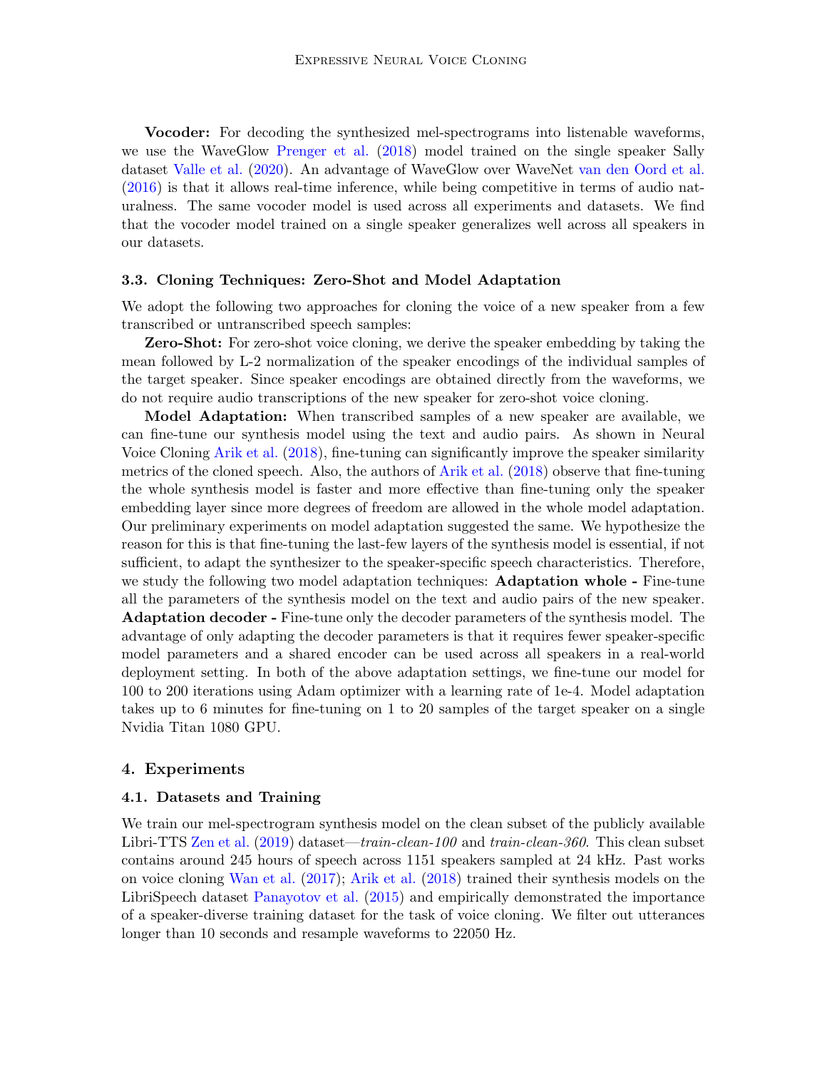**Vocoder:** For decoding the synthesized mel-spectrograms into listenable waveforms, we use the WaveGlow Prenger et al. (2018) model trained on the single speaker Sally dataset Valle et al. (2020). An advantage of WaveGlow over WaveNet van den Oord et al. (2016) is that it allows real-time inference, while being competitive in terms of audio naturalness. The same vocoder model is used across all experiments and datasets. We find that the vocoder model trained on a single speaker generalizes well across all speakers in our datasets.

### 3.3. Cloning Techniques: Zero-Shot and Model Adaptation

We adopt the following two approaches for cloning the voice of a new speaker from a few transcribed or untranscribed speech samples:

**Zero-Shot:** For zero-shot voice cloning, we derive the speaker embedding by taking the mean followed by L-2 normalization of the speaker encodings of the individual samples of the target speaker. Since speaker encodings are obtained directly from the waveforms, we do not require audio transcriptions of the new speaker for zero-shot voice cloning.

**Model Adaptation:** When transcribed samples of a new speaker are available, we can fine-tune our synthesis model using the text and audio pairs. As shown in Neural Voice Cloning Arik et al. (2018), fine-tuning can significantly improve the speaker similarity metrics of the cloned speech. Also, the authors of Arik et al. (2018) observe that fine-tuning the whole synthesis model is faster and more effective than fine-tuning only the speaker embedding layer since more degrees of freedom are allowed in the whole model adaptation. Our preliminary experiments on model adaptation suggested the same. We hypothesize the reason for this is that fine-tuning the last-few layers of the synthesis model is essential, if not sufficient, to adapt the synthesizer to the speaker-specific speech characteristics. Therefore, we study the following two model adaptation techniques: **Adaptation whole -** Fine-tune all the parameters of the synthesis model on the text and audio pairs of the new speaker. **Adaptation decoder -** Fine-tune only the decoder parameters of the synthesis model. The advantage of only adapting the decoder parameters is that it requires fewer speaker-specific model parameters and a shared encoder can be used across all speakers in a real-world deployment setting. In both of the above adaptation settings, we fine-tune our model for 100 to 200 iterations using Adam optimizer with a learning rate of 1e-4. Model adaptation takes up to 6 minutes for fine-tuning on 1 to 20 samples of the target speaker on a single Nvidia Titan 1080 GPU.

## 4. Experiments

### 4.1. Datasets and Training

We train our mel-spectrogram synthesis model on the clean subset of the publicly available Libri-TTS Zen et al. (2019) dataset—*train-clean-100* and *train-clean-360*. This clean subset contains around 245 hours of speech across 1151 speakers sampled at 24 kHz. Past works on voice cloning Wan et al. (2017); Arik et al. (2018) trained their synthesis models on the LibriSpeech dataset Panayotov et al. (2015) and empirically demonstrated the importance of a speaker-diverse training dataset for the task of voice cloning. We filter out utterances longer than 10 seconds and resample waveforms to 22050 Hz.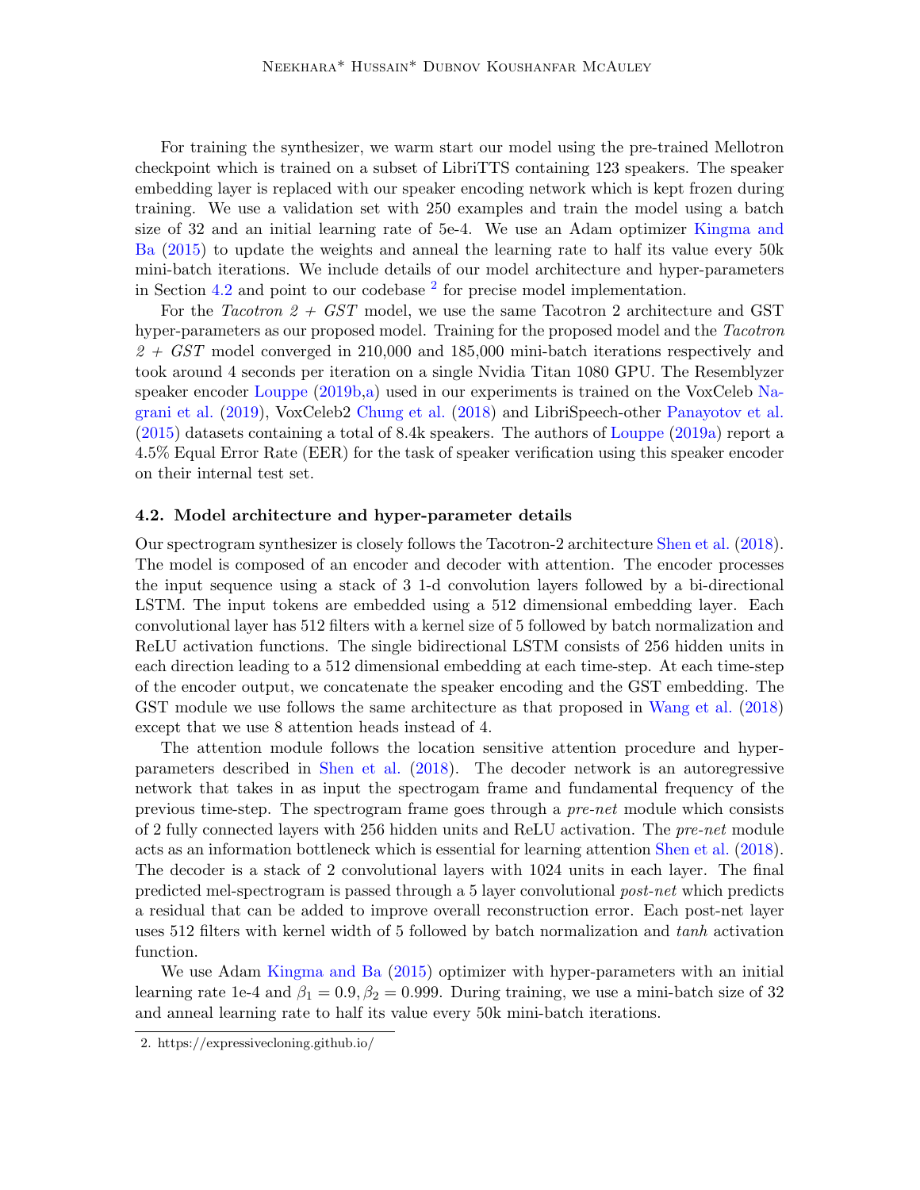For training the synthesizer, we warm start our model using the pre-trained Mellotron checkpoint which is trained on a subset of LibriTTS containing 123 speakers. The speaker embedding layer is replaced with our speaker encoding network which is kept frozen during training. We use a validation set with 250 examples and train the model using a batch size of 32 and an initial learning rate of 5e-4. We use an Adam optimizer Kingma and Ba (2015) to update the weights and anneal the learning rate to half its value every 50k mini-batch iterations. We include details of our model architecture and hyper-parameters in Section 4.2 and point to our codebase [2] for precise model implementation.

For the *Tacotron 2 + GST* model, we use the same Tacotron 2 architecture and GST hyper-parameters as our proposed model. Training for the proposed model and the *Tacotron 2 + GST* model converged in 210,000 and 185,000 mini-batch iterations respectively and took around 4 seconds per iteration on a single Nvidia Titan 1080 GPU. The Resemblyzer speaker encoder Louppe (2019b,a) used in our experiments is trained on the VoxCeleb Nagrani et al. (2019), VoxCeleb2 Chung et al. (2018) and LibriSpeech-other Panayotov et al. (2015) datasets containing a total of 8.4k speakers. The authors of Louppe (2019a) report a 4.5% Equal Error Rate (EER) for the task of speaker verification using this speaker encoder on their internal test set.

### 4.2. Model architecture and hyper-parameter details

Our spectrogram synthesizer is closely follows the Tacotron-2 architecture Shen et al. (2018). The model is composed of an encoder and decoder with attention. The encoder processes the input sequence using a stack of 3 1-d convolution layers followed by a bi-directional LSTM. The input tokens are embedded using a 512 dimensional embedding layer. Each convolutional layer has 512 filters with a kernel size of 5 followed by batch normalization and ReLU activation functions. The single bidirectional LSTM consists of 256 hidden units in each direction leading to a 512 dimensional embedding at each time-step. At each time-step of the encoder output, we concatenate the speaker encoding and the GST embedding. The GST module we use follows the same architecture as that proposed in Wang et al. (2018) except that we use 8 attention heads instead of 4.

The attention module follows the location sensitive attention procedure and hyper-parameters described in Shen et al. (2018). The decoder network is an autoregressive network that takes in as input the spectrogam frame and fundamental frequency of the previous time-step. The spectrogram frame goes through a *pre-net* module which consists of 2 fully connected layers with 256 hidden units and ReLU activation. The *pre-net* module acts as an information bottleneck which is essential for learning attention Shen et al. (2018). The decoder is a stack of 2 convolutional layers with 1024 units in each layer. The final predicted mel-spectrogram is passed through a 5 layer convolutional *post-net* which predicts a residual that can be added to improve overall reconstruction error. Each post-net layer uses 512 filters with kernel width of 5 followed by batch normalization and *tanh* activation function.

We use Adam Kingma and Ba (2015) optimizer with hyper-parameters with an initial learning rate 1e-4 and $\beta_1 = 0.9, \beta_2 = 0.999$. During training, we use a mini-batch size of 32 and anneal learning rate to half its value every 50k mini-batch iterations.

2. https://expressivecloning.github.io/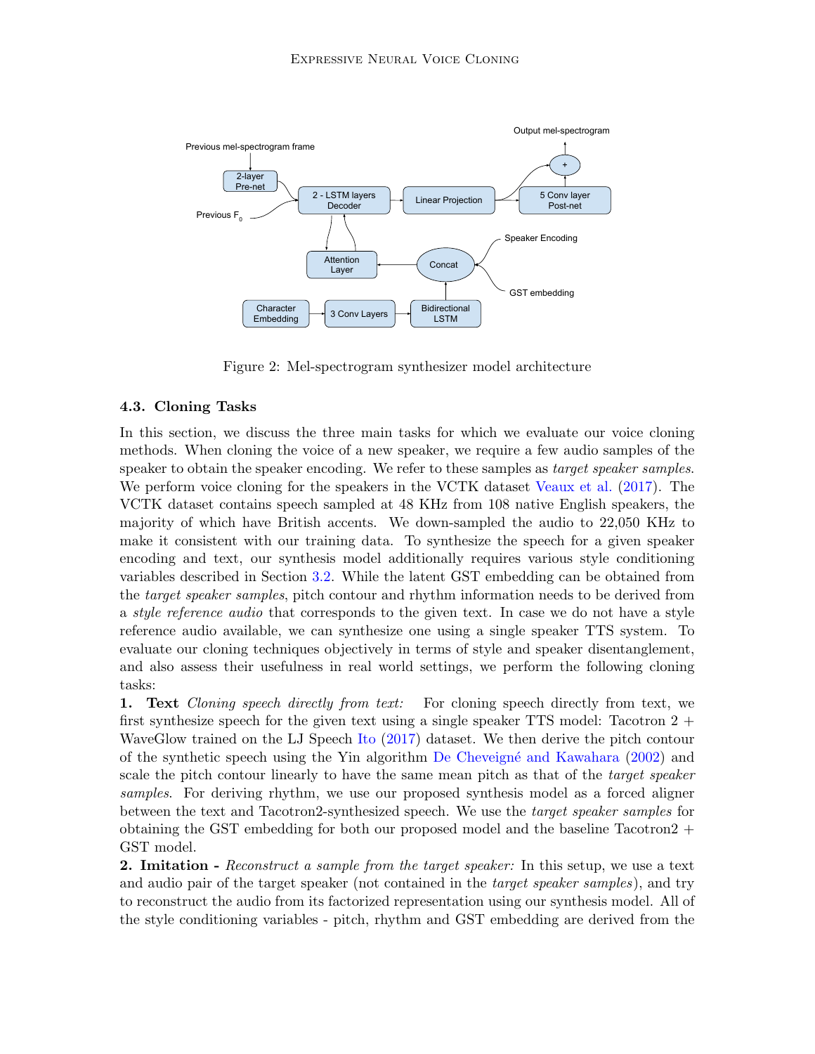Figure 2: Mel-spectrogram synthesizer model architecture

### 4.3. Cloning Tasks

In this section, we discuss the three main tasks for which we evaluate our voice cloning methods. When cloning the voice of a new speaker, we require a few audio samples of the speaker to obtain the speaker encoding. We refer to these samples as *target speaker samples*. We perform voice cloning for the speakers in the VCTK dataset Veaux et al. (2017). The VCTK dataset contains speech sampled at 48 KHz from 108 native English speakers, the majority of which have British accents. We down-sampled the audio to 22,050 KHz to make it consistent with our training data. To synthesize the speech for a given speaker encoding and text, our synthesis model additionally requires various style conditioning variables described in Section 3.2. While the latent GST embedding can be obtained from the *target speaker samples*, pitch contour and rhythm information needs to be derived from a *style reference audio* that corresponds to the given text. In case we do not have a style reference audio available, we can synthesize one using a single speaker TTS system. To evaluate our cloning techniques objectively in terms of style and speaker disentanglement, and also assess their usefulness in real world settings, we perform the following cloning tasks:

**1. Text** *Cloning speech directly from text:* For cloning speech directly from text, we first synthesize speech for the given text using a single speaker TTS model: Tacotron 2 + WaveGlow trained on the LJ Speech Ito (2017) dataset. We then derive the pitch contour of the synthetic speech using the Yin algorithm De Cheveigné and Kawahara (2002) and scale the pitch contour linearly to have the same mean pitch as that of the *target speaker samples*. For deriving rhythm, we use our proposed synthesis model as a forced aligner between the text and Tacotron2-synthesized speech. We use the *target speaker samples* for obtaining the GST embedding for both our proposed model and the baseline Tacotron2 + GST model.

**2. Imitation -** *Reconstruct a sample from the target speaker:* In this setup, we use a text and audio pair of the target speaker (not contained in the *target speaker samples*), and try to reconstruct the audio from its factorized representation using our synthesis model. All of the style conditioning variables - pitch, rhythm and GST embedding are derived from the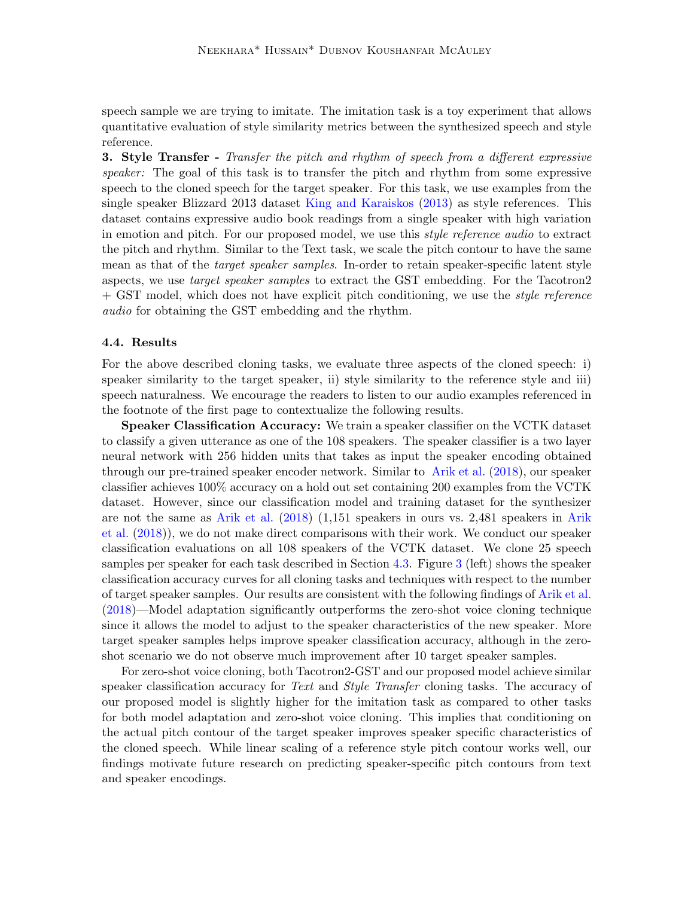speech sample we are trying to imitate. The imitation task is a toy experiment that allows quantitative evaluation of style similarity metrics between the synthesized speech and style reference.

**3. Style Transfer -** *Transfer the pitch and rhythm of speech from a different expressive speaker:* The goal of this task is to transfer the pitch and rhythm from some expressive speech to the cloned speech for the target speaker. For this task, we use examples from the single speaker Blizzard 2013 dataset King and Karaiskos (2013) as style references. This dataset contains expressive audio book readings from a single speaker with high variation in emotion and pitch. For our proposed model, we use this *style reference audio* to extract the pitch and rhythm. Similar to the Text task, we scale the pitch contour to have the same mean as that of the *target speaker samples*. In-order to retain speaker-specific latent style aspects, we use *target speaker samples* to extract the GST embedding. For the Tacotron2 + GST model, which does not have explicit pitch conditioning, we use the *style reference audio* for obtaining the GST embedding and the rhythm.

### 4.4. Results

For the above described cloning tasks, we evaluate three aspects of the cloned speech: i) speaker similarity to the target speaker, ii) style similarity to the reference style and iii) speech naturalness. We encourage the readers to listen to our audio examples referenced in the footnote of the first page to contextualize the following results.

**Speaker Classification Accuracy:** We train a speaker classifier on the VCTK dataset to classify a given utterance as one of the 108 speakers. The speaker classifier is a two layer neural network with 256 hidden units that takes as input the speaker encoding obtained through our pre-trained speaker encoder network. Similar to Arik et al. (2018), our speaker classifier achieves 100% accuracy on a hold out set containing 200 examples from the VCTK dataset. However, since our classification model and training dataset for the synthesizer are not the same as Arik et al. (2018) (1,151 speakers in ours vs. 2,481 speakers in Arik et al. (2018)), we do not make direct comparisons with their work. We conduct our speaker classification evaluations on all 108 speakers of the VCTK dataset. We clone 25 speech samples per speaker for each task described in Section 4.3. Figure 3 (left) shows the speaker classification accuracy curves for all cloning tasks and techniques with respect to the number of target speaker samples. Our results are consistent with the following findings of Arik et al. (2018)—Model adaptation significantly outperforms the zero-shot voice cloning technique since it allows the model to adjust to the speaker characteristics of the new speaker. More target speaker samples helps improve speaker classification accuracy, although in the zero-shot scenario we do not observe much improvement after 10 target speaker samples.

For zero-shot voice cloning, both Tacotron2-GST and our proposed model achieve similar speaker classification accuracy for *Text* and *Style Transfer* cloning tasks. The accuracy of our proposed model is slightly higher for the imitation task as compared to other tasks for both model adaptation and zero-shot voice cloning. This implies that conditioning on the actual pitch contour of the target speaker improves speaker specific characteristics of the cloned speech. While linear scaling of a reference style pitch contour works well, our findings motivate future research on predicting speaker-specific pitch contours from text and speaker encodings.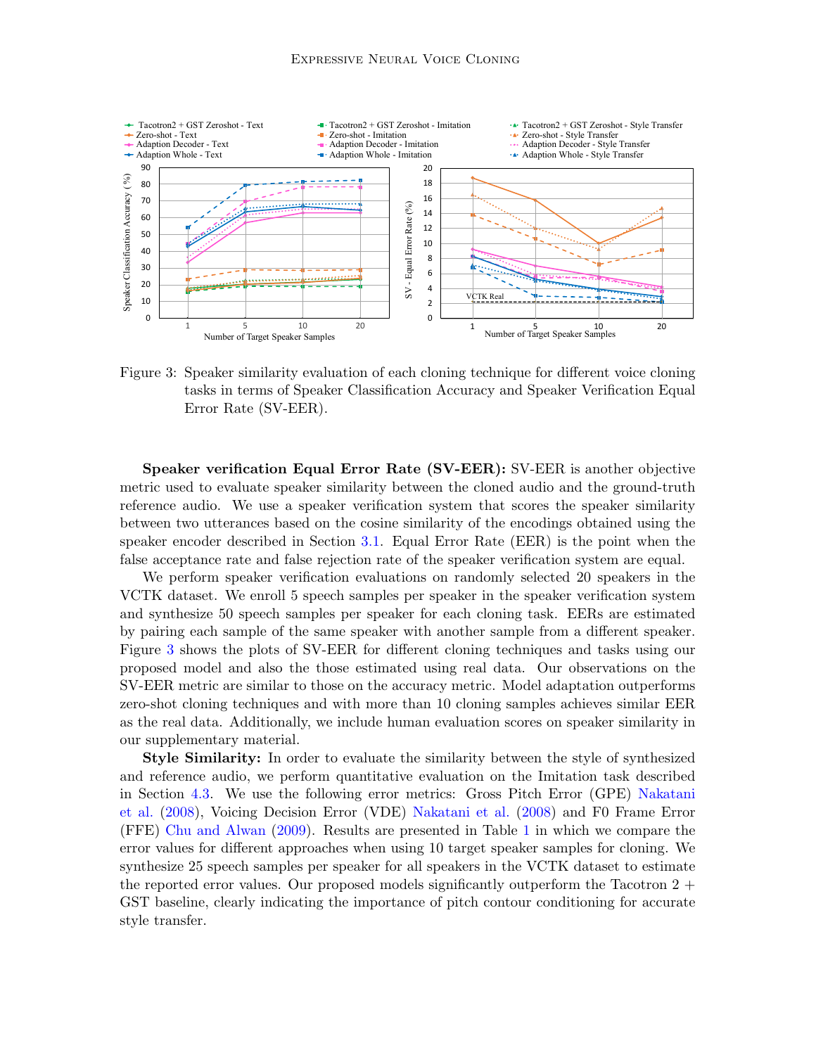Figure 3: Speaker similarity evaluation of each cloning technique for different voice cloning tasks in terms of Speaker Classification Accuracy and Speaker Verification Equal Error Rate (SV-EER).

**Speaker verification Equal Error Rate (SV-EER):** SV-EER is another objective metric used to evaluate speaker similarity between the cloned audio and the ground-truth reference audio. We use a speaker verification system that scores the speaker similarity between two utterances based on the cosine similarity of the encodings obtained using the speaker encoder described in Section 3.1. Equal Error Rate (EER) is the point when the false acceptance rate and false rejection rate of the speaker verification system are equal.

We perform speaker verification evaluations on randomly selected 20 speakers in the VCTK dataset. We enroll 5 speech samples per speaker in the speaker verification system and synthesize 50 speech samples per speaker for each cloning task. EERs are estimated by pairing each sample of the same speaker with another sample from a different speaker. Figure 3 shows the plots of SV-EER for different cloning techniques and tasks using our proposed model and also the those estimated using real data. Our observations on the SV-EER metric are similar to those on the accuracy metric. Model adaptation outperforms zero-shot cloning techniques and with more than 10 cloning samples achieves similar EER as the real data. Additionally, we include human evaluation scores on speaker similarity in our supplementary material.

**Style Similarity:** In order to evaluate the similarity between the style of synthesized and reference audio, we perform quantitative evaluation on the Imitation task described in Section 4.3. We use the following error metrics: Gross Pitch Error (GPE) Nakatani et al. (2008), Voicing Decision Error (VDE) Nakatani et al. (2008) and F0 Frame Error (FFE) Chu and Alwan (2009). Results are presented in Table 1 in which we compare the error values for different approaches when using 10 target speaker samples for cloning. We synthesize 25 speech samples per speaker for all speakers in the VCTK dataset to estimate the reported error values. Our proposed models significantly outperform the Tacotron 2 + GST baseline, clearly indicating the importance of pitch contour conditioning for accurate style transfer.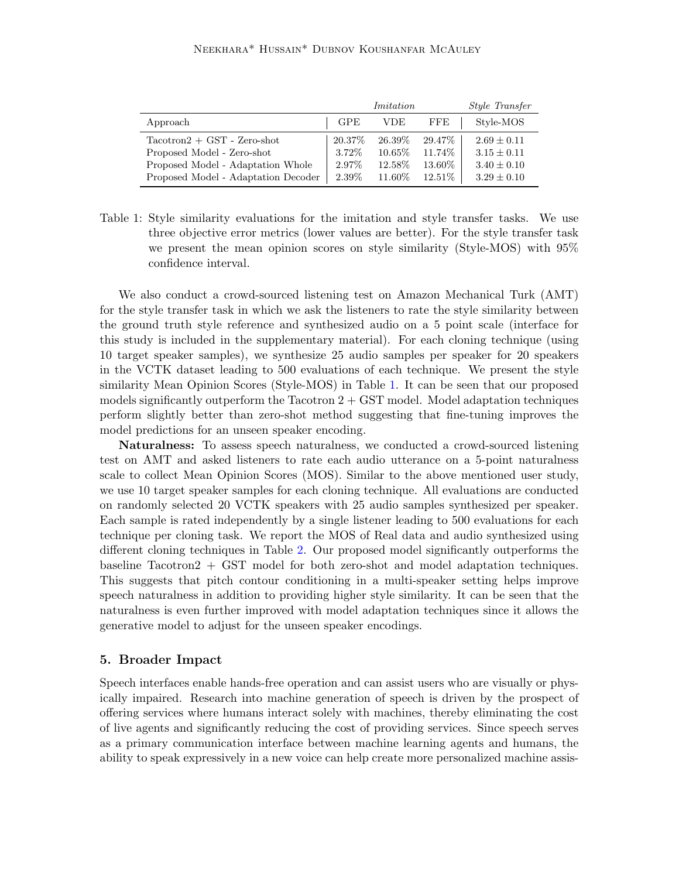| | *Imitation* | | | *Style Transfer* |
|---|---|---|---|---|
| Approach | GPE | VDE | FFE | Style-MOS |
| Tacotron2 + GST - Zero-shot | 20.37% | 26.39% | 29.47% | $2.69 \pm 0.11$ |
| Proposed Model - Zero-shot | 3.72% | 10.65% | 11.74% | $3.15 \pm 0.11$ |
| Proposed Model - Adaptation Whole | 2.97% | 12.58% | 13.60% | $3.40 \pm 0.10$ |
| Proposed Model - Adaptation Decoder | 2.39% | 11.60% | 12.51% | $3.29 \pm 0.10$ |

Table 1: Style similarity evaluations for the imitation and style transfer tasks. We use three objective error metrics (lower values are better). For the style transfer task we present the mean opinion scores on style similarity (Style-MOS) with 95% confidence interval.

We also conduct a crowd-sourced listening test on Amazon Mechanical Turk (AMT) for the style transfer task in which we ask the listeners to rate the style similarity between the ground truth style reference and synthesized audio on a 5 point scale (interface for this study is included in the supplementary material). For each cloning technique (using 10 target speaker samples), we synthesize 25 audio samples per speaker for 20 speakers in the VCTK dataset leading to 500 evaluations of each technique. We present the style similarity Mean Opinion Scores (Style-MOS) in Table 1. It can be seen that our proposed models significantly outperform the Tacotron 2 + GST model. Model adaptation techniques perform slightly better than zero-shot method suggesting that fine-tuning improves the model predictions for an unseen speaker encoding.

**Naturalness:** To assess speech naturalness, we conducted a crowd-sourced listening test on AMT and asked listeners to rate each audio utterance on a 5-point naturalness scale to collect Mean Opinion Scores (MOS). Similar to the above mentioned user study, we use 10 target speaker samples for each cloning technique. All evaluations are conducted on randomly selected 20 VCTK speakers with 25 audio samples synthesized per speaker. Each sample is rated independently by a single listener leading to 500 evaluations for each technique per cloning task. We report the MOS of Real data and audio synthesized using different cloning techniques in Table 2. Our proposed model significantly outperforms the baseline Tacotron2 + GST model for both zero-shot and model adaptation techniques. This suggests that pitch contour conditioning in a multi-speaker setting helps improve speech naturalness in addition to providing higher style similarity. It can be seen that the naturalness is even further improved with model adaptation techniques since it allows the generative model to adjust for the unseen speaker encodings.

## 5. Broader Impact

Speech interfaces enable hands-free operation and can assist users who are visually or physically impaired. Research into machine generation of speech is driven by the prospect of offering services where humans interact solely with machines, thereby eliminating the cost of live agents and significantly reducing the cost of providing services. Since speech serves as a primary communication interface between machine learning agents and humans, the ability to speak expressively in a new voice can help create more personalized machine assis-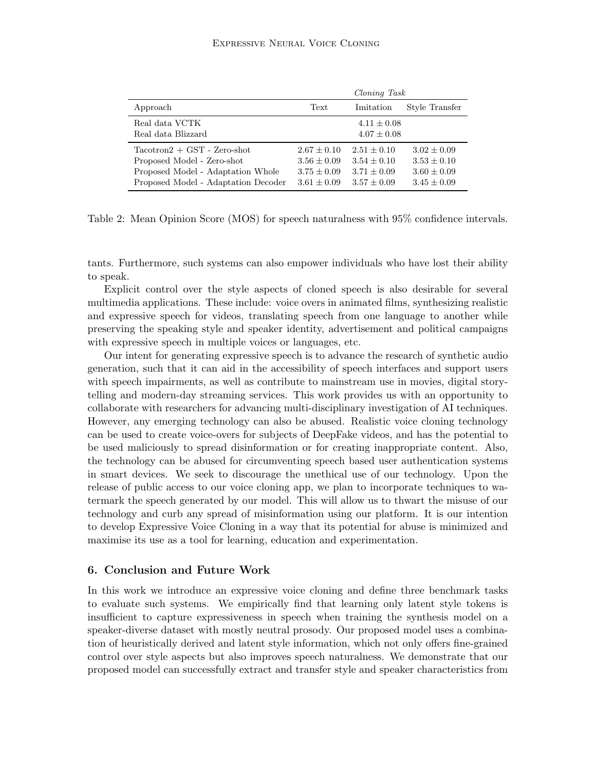| Approach | Cloning Task | | |
|---|---|---|---|
| | Text | Imitation | Style Transfer |
| Real data VCTK | | $4.11 \pm 0.08$ | |
| Real data Blizzard | | $4.07 \pm 0.08$ | |
| Tacotron2 + GST - Zero-shot | $2.67 \pm 0.10$ | $2.51 \pm 0.10$ | $3.02 \pm 0.09$ |
| Proposed Model - Zero-shot | $3.56 \pm 0.09$ | $3.54 \pm 0.10$ | $3.53 \pm 0.10$ |
| Proposed Model - Adaptation Whole | $3.75 \pm 0.09$ | $3.71 \pm 0.09$ | $3.60 \pm 0.09$ |
| Proposed Model - Adaptation Decoder | $3.61 \pm 0.09$ | $3.57 \pm 0.09$ | $3.45 \pm 0.09$ |

Table 2: Mean Opinion Score (MOS) for speech naturalness with 95% confidence intervals.

tants. Furthermore, such systems can also empower individuals who have lost their ability to speak.

Explicit control over the style aspects of cloned speech is also desirable for several multimedia applications. These include: voice overs in animated films, synthesizing realistic and expressive speech for videos, translating speech from one language to another while preserving the speaking style and speaker identity, advertisement and political campaigns with expressive speech in multiple voices or languages, etc.

Our intent for generating expressive speech is to advance the research of synthetic audio generation, such that it can aid in the accessibility of speech interfaces and support users with speech impairments, as well as contribute to mainstream use in movies, digital storytelling and modern-day streaming services. This work provides us with an opportunity to collaborate with researchers for advancing multi-disciplinary investigation of AI techniques. However, any emerging technology can also be abused. Realistic voice cloning technology can be used to create voice-overs for subjects of DeepFake videos, and has the potential to be used maliciously to spread disinformation or for creating inappropriate content. Also, the technology can be abused for circumventing speech based user authentication systems in smart devices. We seek to discourage the unethical use of our technology. Upon the release of public access to our voice cloning app, we plan to incorporate techniques to watermark the speech generated by our model. This will allow us to thwart the misuse of our technology and curb any spread of misinformation using our platform. It is our intention to develop Expressive Voice Cloning in a way that its potential for abuse is minimized and maximise its use as a tool for learning, education and experimentation.

## 6. Conclusion and Future Work

In this work we introduce an expressive voice cloning and define three benchmark tasks to evaluate such systems. We empirically find that learning only latent style tokens is insufficient to capture expressiveness in speech when training the synthesis model on a speaker-diverse dataset with mostly neutral prosody. Our proposed model uses a combination of heuristically derived and latent style information, which not only offers fine-grained control over style aspects but also improves speech naturalness. We demonstrate that our proposed model can successfully extract and transfer style and speaker characteristics from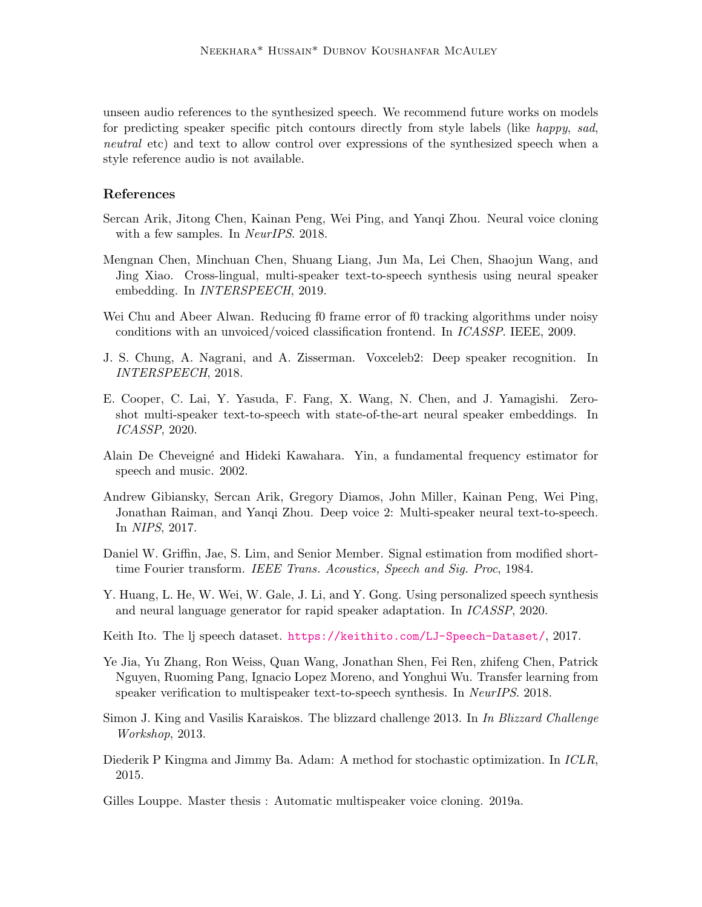unseen audio references to the synthesized speech. We recommend future works on models for predicting speaker specific pitch contours directly from style labels (like *happy*, *sad*, *neutral* etc) and text to allow control over expressions of the synthesized speech when a style reference audio is not available.

## References

Sercan Arik, Jitong Chen, Kainan Peng, Wei Ping, and Yanqi Zhou. Neural voice cloning with a few samples. In *NeurIPS*. 2018.

Mengnan Chen, Minchuan Chen, Shuang Liang, Jun Ma, Lei Chen, Shaojun Wang, and Jing Xiao. Cross-lingual, multi-speaker text-to-speech synthesis using neural speaker embedding. In *INTERSPEECH*, 2019.

Wei Chu and Abeer Alwan. Reducing f0 frame error of f0 tracking algorithms under noisy conditions with an unvoiced/voiced classification frontend. In *ICASSP*. IEEE, 2009.

J. S. Chung, A. Nagrani, and A. Zisserman. Voxceleb2: Deep speaker recognition. In *INTERSPEECH*, 2018.

E. Cooper, C. Lai, Y. Yasuda, F. Fang, X. Wang, N. Chen, and J. Yamagishi. Zero-shot multi-speaker text-to-speech with state-of-the-art neural speaker embeddings. In *ICASSP*, 2020.

Alain De Cheveigné and Hideki Kawahara. Yin, a fundamental frequency estimator for speech and music. 2002.

Andrew Gibiansky, Sercan Arik, Gregory Diamos, John Miller, Kainan Peng, Wei Ping, Jonathan Raiman, and Yanqi Zhou. Deep voice 2: Multi-speaker neural text-to-speech. In *NIPS*, 2017.

Daniel W. Griffin, Jae, S. Lim, and Senior Member. Signal estimation from modified short-time Fourier transform. *IEEE Trans. Acoustics, Speech and Sig. Proc*, 1984.

Y. Huang, L. He, W. Wei, W. Gale, J. Li, and Y. Gong. Using personalized speech synthesis and neural language generator for rapid speaker adaptation. In *ICASSP*, 2020.

Keith Ito. The lj speech dataset. https://keithito.com/LJ-Speech-Dataset/, 2017.

Ye Jia, Yu Zhang, Ron Weiss, Quan Wang, Jonathan Shen, Fei Ren, zhifeng Chen, Patrick Nguyen, Ruoming Pang, Ignacio Lopez Moreno, and Yonghui Wu. Transfer learning from speaker verification to multispeaker text-to-speech synthesis. In *NeurIPS*. 2018.

Simon J. King and Vasilis Karaiskos. The blizzard challenge 2013. In *In Blizzard Challenge Workshop*, 2013.

Diederik P Kingma and Jimmy Ba. Adam: A method for stochastic optimization. In *ICLR*, 2015.

Gilles Louppe. Master thesis : Automatic multispeaker voice cloning. 2019a.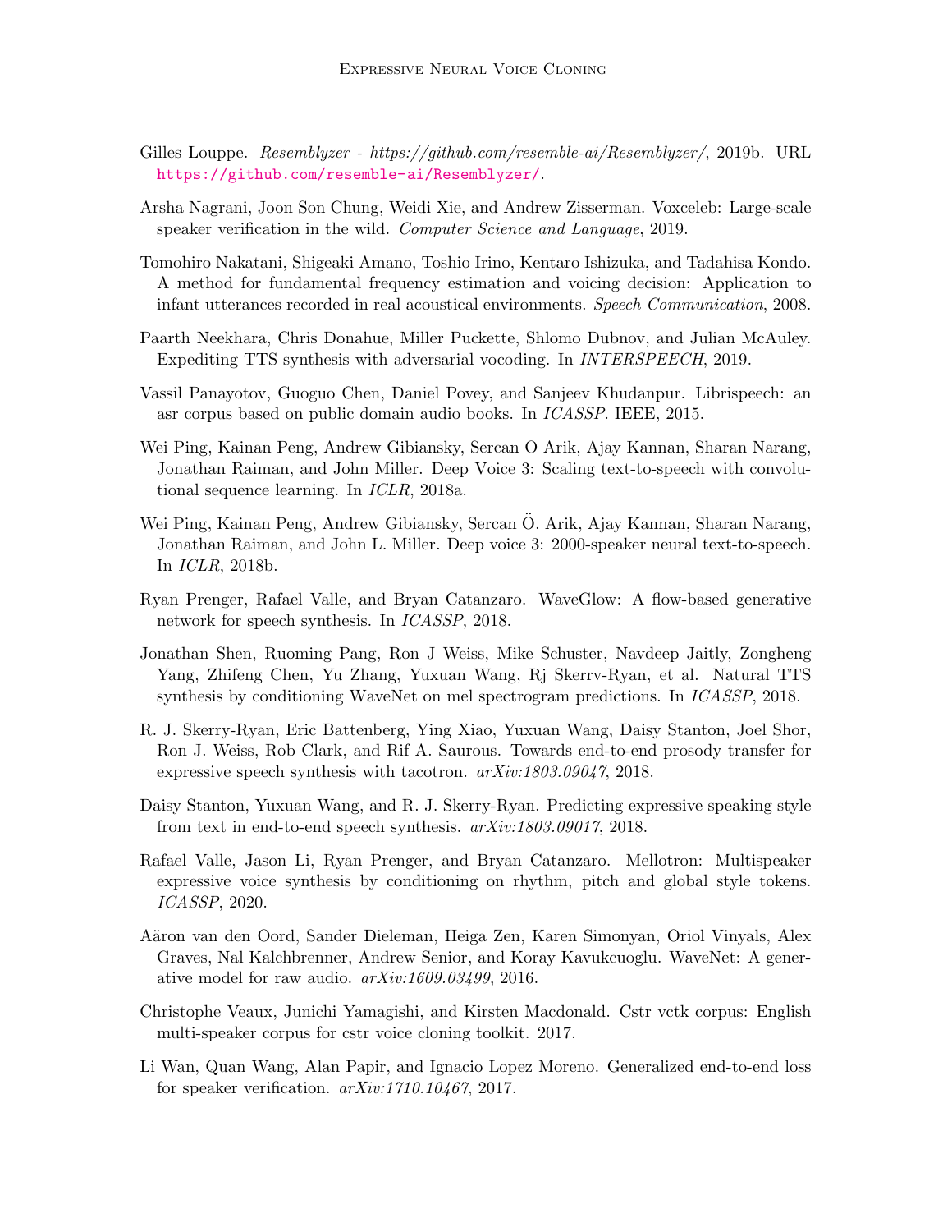Gilles Louppe. *Resemblyzer - https://github.com/resemble-ai/Resemblyzer/*, 2019b. URL https://github.com/resemble-ai/Resemblyzer/.

Arsha Nagrani, Joon Son Chung, Weidi Xie, and Andrew Zisserman. Voxceleb: Large-scale speaker verification in the wild. *Computer Science and Language*, 2019.

Tomohiro Nakatani, Shigeaki Amano, Toshio Irino, Kentaro Ishizuka, and Tadahisa Kondo. A method for fundamental frequency estimation and voicing decision: Application to infant utterances recorded in real acoustical environments. *Speech Communication*, 2008.

Paarth Neekhara, Chris Donahue, Miller Puckette, Shlomo Dubnov, and Julian McAuley. Expediting TTS synthesis with adversarial vocoding. In *INTERSPEECH*, 2019.

Vassil Panayotov, Guoguo Chen, Daniel Povey, and Sanjeev Khudanpur. Librispeech: an asr corpus based on public domain audio books. In *ICASSP*. IEEE, 2015.

Wei Ping, Kainan Peng, Andrew Gibiansky, Sercan O Arik, Ajay Kannan, Sharan Narang, Jonathan Raiman, and John Miller. Deep Voice 3: Scaling text-to-speech with convolutional sequence learning. In *ICLR*, 2018a.

Wei Ping, Kainan Peng, Andrew Gibiansky, Sercan Ö. Arik, Ajay Kannan, Sharan Narang, Jonathan Raiman, and John L. Miller. Deep voice 3: 2000-speaker neural text-to-speech. In *ICLR*, 2018b.

Ryan Prenger, Rafael Valle, and Bryan Catanzaro. WaveGlow: A flow-based generative network for speech synthesis. In *ICASSP*, 2018.

Jonathan Shen, Ruoming Pang, Ron J Weiss, Mike Schuster, Navdeep Jaitly, Zongheng Yang, Zhifeng Chen, Yu Zhang, Yuxuan Wang, Rj Skerrv-Ryan, et al. Natural TTS synthesis by conditioning WaveNet on mel spectrogram predictions. In *ICASSP*, 2018.

R. J. Skerry-Ryan, Eric Battenberg, Ying Xiao, Yuxuan Wang, Daisy Stanton, Joel Shor, Ron J. Weiss, Rob Clark, and Rif A. Saurous. Towards end-to-end prosody transfer for expressive speech synthesis with tacotron. *arXiv:1803.09047*, 2018.

Daisy Stanton, Yuxuan Wang, and R. J. Skerry-Ryan. Predicting expressive speaking style from text in end-to-end speech synthesis. *arXiv:1803.09017*, 2018.

Rafael Valle, Jason Li, Ryan Prenger, and Bryan Catanzaro. Mellotron: Multispeaker expressive voice synthesis by conditioning on rhythm, pitch and global style tokens. *ICASSP*, 2020.

Aäron van den Oord, Sander Dieleman, Heiga Zen, Karen Simonyan, Oriol Vinyals, Alex Graves, Nal Kalchbrenner, Andrew Senior, and Koray Kavukcuoglu. WaveNet: A generative model for raw audio. *arXiv:1609.03499*, 2016.

Christophe Veaux, Junichi Yamagishi, and Kirsten Macdonald. Cstr vctk corpus: English multi-speaker corpus for cstr voice cloning toolkit. 2017.

Li Wan, Quan Wang, Alan Papir, and Ignacio Lopez Moreno. Generalized end-to-end loss for speaker verification. *arXiv:1710.10467*, 2017.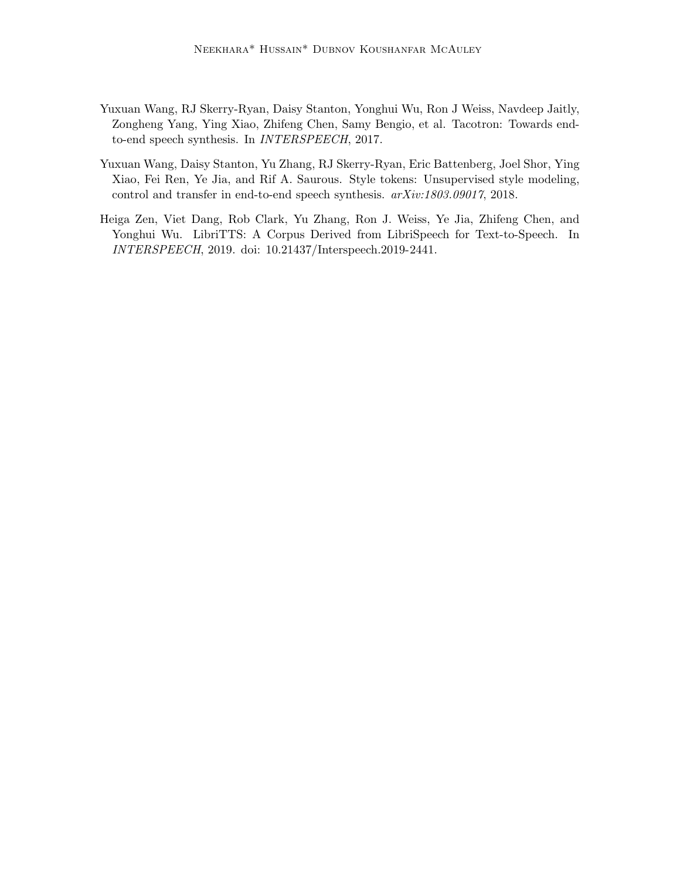Yuxuan Wang, RJ Skerry-Ryan, Daisy Stanton, Yonghui Wu, Ron J Weiss, Navdeep Jaitly, Zongheng Yang, Ying Xiao, Zhifeng Chen, Samy Bengio, et al. Tacotron: Towards end-to-end speech synthesis. In *INTERSPEECH*, 2017.

Yuxuan Wang, Daisy Stanton, Yu Zhang, RJ Skerry-Ryan, Eric Battenberg, Joel Shor, Ying Xiao, Fei Ren, Ye Jia, and Rif A. Saurous. Style tokens: Unsupervised style modeling, control and transfer in end-to-end speech synthesis. *arXiv:1803.09017*, 2018.

Heiga Zen, Viet Dang, Rob Clark, Yu Zhang, Ron J. Weiss, Ye Jia, Zhifeng Chen, and Yonghui Wu. LibriTTS: A Corpus Derived from LibriSpeech for Text-to-Speech. In *INTERSPEECH*, 2019. doi: 10.21437/Interspeech.2019-2441.